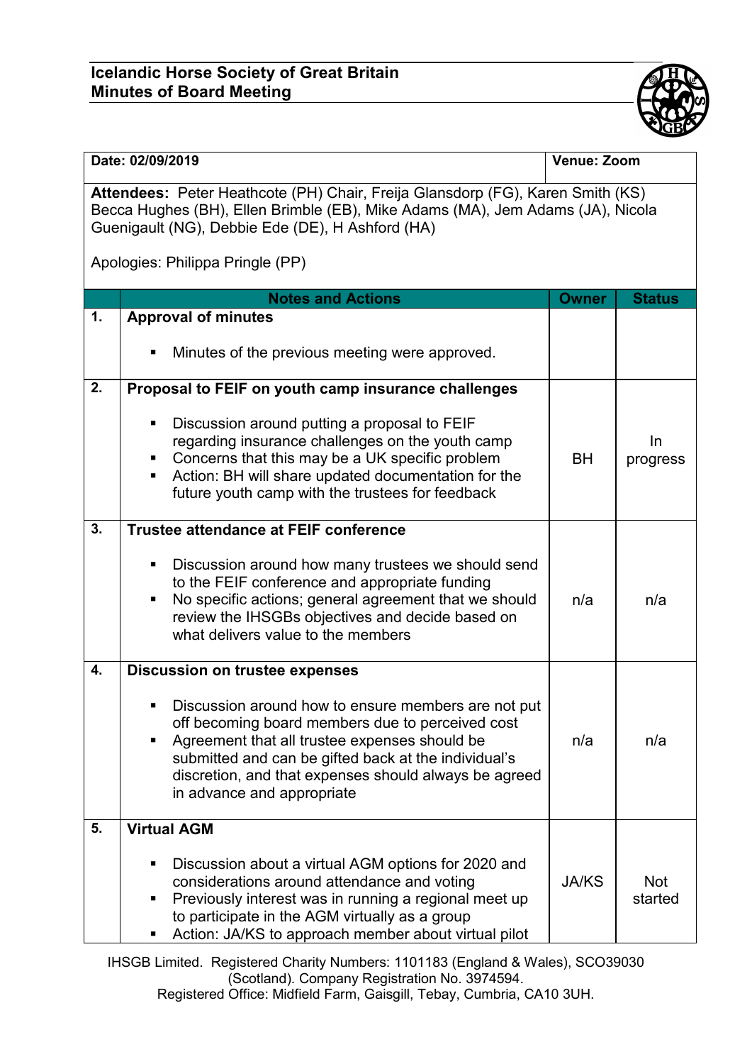# Icelandic Horse Society of Great Britain
## Minutes of Board Meeting

| Date: 02/09/2019 | Venue: Zoom |
|---|---|

**Attendees:** Peter Heathcote (PH) Chair, Freija Glansdorp (FG), Karen Smith (KS) Becca Hughes (BH), Ellen Brimble (EB), Mike Adams (MA), Jem Adams (JA), Nicola Guenigault (NG), Debbie Ede (DE), H Ashford (HA)

Apologies: Philippa Pringle (PP)

| | Notes and Actions | Owner | Status |
|---|---|---|---|
| 1. | **Approval of minutes**<br>▪ Minutes of the previous meeting were approved. | | |
| 2. | **Proposal to FEIF on youth camp insurance challenges**<br>▪ Discussion around putting a proposal to FEIF regarding insurance challenges on the youth camp<br>▪ Concerns that this may be a UK specific problem<br>▪ Action: BH will share updated documentation for the future youth camp with the trustees for feedback | BH | In progress |
| 3. | **Trustee attendance at FEIF conference**<br>▪ Discussion around how many trustees we should send to the FEIF conference and appropriate funding<br>▪ No specific actions; general agreement that we should review the IHSGBs objectives and decide based on what delivers value to the members | n/a | n/a |
| 4. | **Discussion on trustee expenses**<br>▪ Discussion around how to ensure members are not put off becoming board members due to perceived cost<br>▪ Agreement that all trustee expenses should be submitted and can be gifted back at the individual's discretion, and that expenses should always be agreed in advance and appropriate | n/a | n/a |
| 5. | **Virtual AGM**<br>▪ Discussion about a virtual AGM options for 2020 and considerations around attendance and voting<br>▪ Previously interest was in running a regional meet up to participate in the AGM virtually as a group<br>▪ Action: JA/KS to approach member about virtual pilot | JA/KS | Not started |

IHSGB Limited. Registered Charity Numbers: 1101183 (England & Wales), SCO39030 (Scotland). Company Registration No. 3974594.
Registered Office: Midfield Farm, Gaisgill, Tebay, Cumbria, CA10 3UH.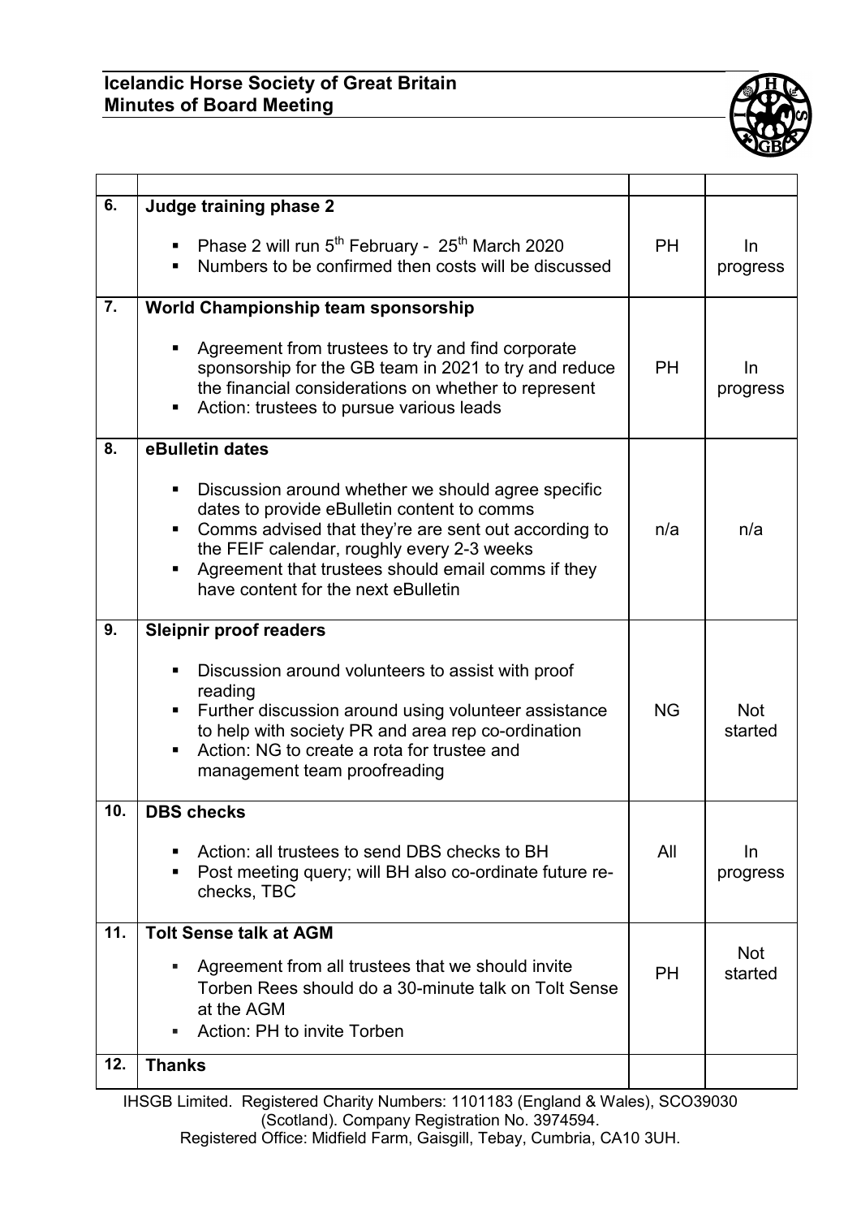**Icelandic Horse Society of Great Britain**
**Minutes of Board Meeting**

| | | | |
|---|---|---|---|
| **6.** | **Judge training phase 2**<br><br>• Phase 2 will run 5th February - 25th March 2020<br>• Numbers to be confirmed then costs will be discussed | PH | In progress |
| **7.** | **World Championship team sponsorship**<br><br>• Agreement from trustees to try and find corporate sponsorship for the GB team in 2021 to try and reduce the financial considerations on whether to represent<br>• Action: trustees to pursue various leads | PH | In progress |
| **8.** | **eBulletin dates**<br><br>• Discussion around whether we should agree specific dates to provide eBulletin content to comms<br>• Comms advised that they're are sent out according to the FEIF calendar, roughly every 2-3 weeks<br>• Agreement that trustees should email comms if they have content for the next eBulletin | n/a | n/a |
| **9.** | **Sleipnir proof readers**<br><br>• Discussion around volunteers to assist with proof reading<br>• Further discussion around using volunteer assistance to help with society PR and area rep co-ordination<br>• Action: NG to create a rota for trustee and management team proofreading | NG | Not started |
| **10.** | **DBS checks**<br><br>• Action: all trustees to send DBS checks to BH<br>• Post meeting query; will BH also co-ordinate future re-checks, TBC | All | In progress |
| **11.** | **Tolt Sense talk at AGM**<br><br>• Agreement from all trustees that we should invite Torben Rees should do a 30-minute talk on Tolt Sense at the AGM<br>• Action: PH to invite Torben | PH | Not started |
| **12.** | **Thanks** | | |

IHSGB Limited. Registered Charity Numbers: 1101183 (England & Wales), SCO39030 (Scotland). Company Registration No. 3974594.
Registered Office: Midfield Farm, Gaisgill, Tebay, Cumbria, CA10 3UH.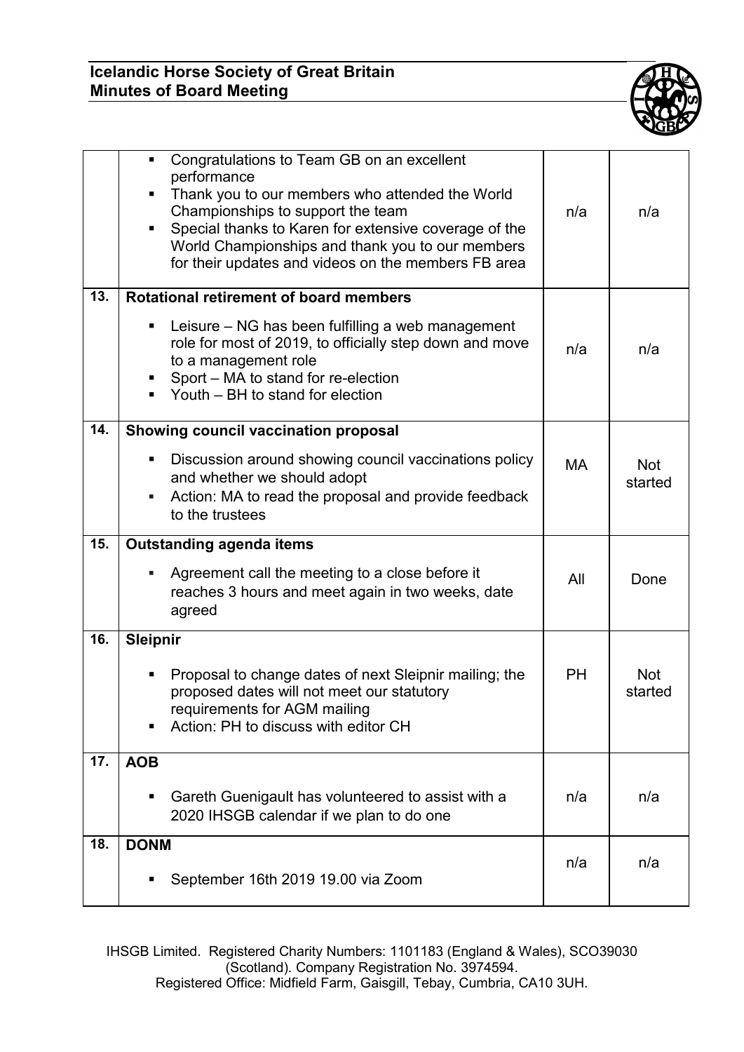| | | | |
|---|---|---|---|
| | • Congratulations to Team GB on an excellent performance<br>• Thank you to our members who attended the World Championships to support the team<br>• Special thanks to Karen for extensive coverage of the World Championships and thank you to our members for their updates and videos on the members FB area | n/a | n/a |
| 13. | **Rotational retirement of board members**<br>• Leisure – NG has been fulfilling a web management role for most of 2019, to officially step down and move to a management role<br>• Sport – MA to stand for re-election<br>• Youth – BH to stand for election | n/a | n/a |
| 14. | **Showing council vaccination proposal**<br>• Discussion around showing council vaccinations policy and whether we should adopt<br>• Action: MA to read the proposal and provide feedback to the trustees | MA | Not started |
| 15. | **Outstanding agenda items**<br>• Agreement call the meeting to a close before it reaches 3 hours and meet again in two weeks, date agreed | All | Done |
| 16. | **Sleipnir**<br>• Proposal to change dates of next Sleipnir mailing; the proposed dates will not meet our statutory requirements for AGM mailing<br>• Action: PH to discuss with editor CH | PH | Not started |
| 17. | **AOB**<br>• Gareth Guenigault has volunteered to assist with a 2020 IHSGB calendar if we plan to do one | n/a | n/a |
| 18. | **DONM**<br>• September 16th 2019 19.00 via Zoom | n/a | n/a |